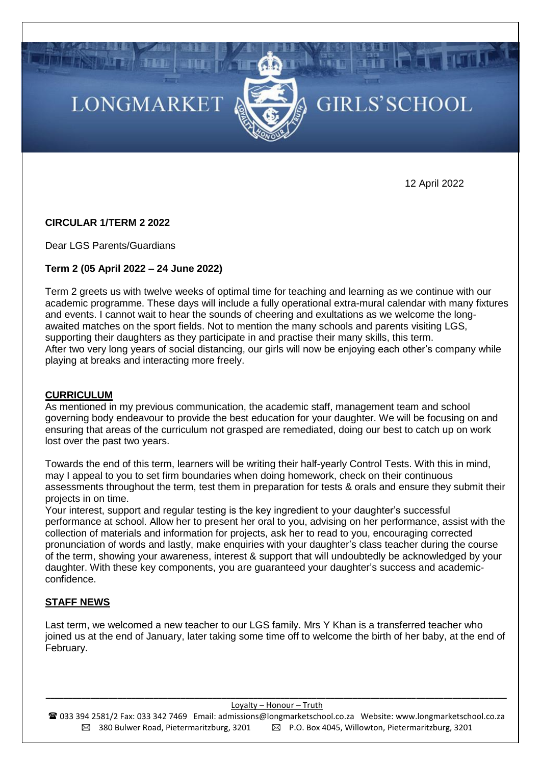# LONGMARKET GIRLS' SCHOOL

12 April 2022

**CIRCULAR 1/TERM 2 2022**

Dear LGS Parents/Guardians

**Term 2 (05 April 2022 – 24 June 2022)**

Term 2 greets us with twelve weeks of optimal time for teaching and learning as we continue with our academic programme. These days will include a fully operational extra-mural calendar with many fixtures and events. I cannot wait to hear the sounds of cheering and exultations as we welcome the long-awaited matches on the sport fields. Not to mention the many schools and parents visiting LGS, supporting their daughters as they participate in and practise their many skills, this term.
After two very long years of social distancing, our girls will now be enjoying each other's company while playing at breaks and interacting more freely.

## CURRICULUM

As mentioned in my previous communication, the academic staff, management team and school governing body endeavour to provide the best education for your daughter. We will be focusing on and ensuring that areas of the curriculum not grasped are remediated, doing our best to catch up on work lost over the past two years.

Towards the end of this term, learners will be writing their half-yearly Control Tests. With this in mind, may I appeal to you to set firm boundaries when doing homework, check on their continuous assessments throughout the term, test them in preparation for tests & orals and ensure they submit their projects in on time.
Your interest, support and regular testing is the key ingredient to your daughter's successful performance at school. Allow her to present her oral to you, advising on her performance, assist with the collection of materials and information for projects, ask her to read to you, encouraging corrected pronunciation of words and lastly, make enquiries with your daughter's class teacher during the course of the term, showing your awareness, interest & support that will undoubtedly be acknowledged by your daughter. With these key components, you are guaranteed your daughter's success and academic-confidence.

## STAFF NEWS

Last term, we welcomed a new teacher to our LGS family. Mrs Y Khan is a transferred teacher who joined us at the end of January, later taking some time off to welcome the birth of her baby, at the end of February.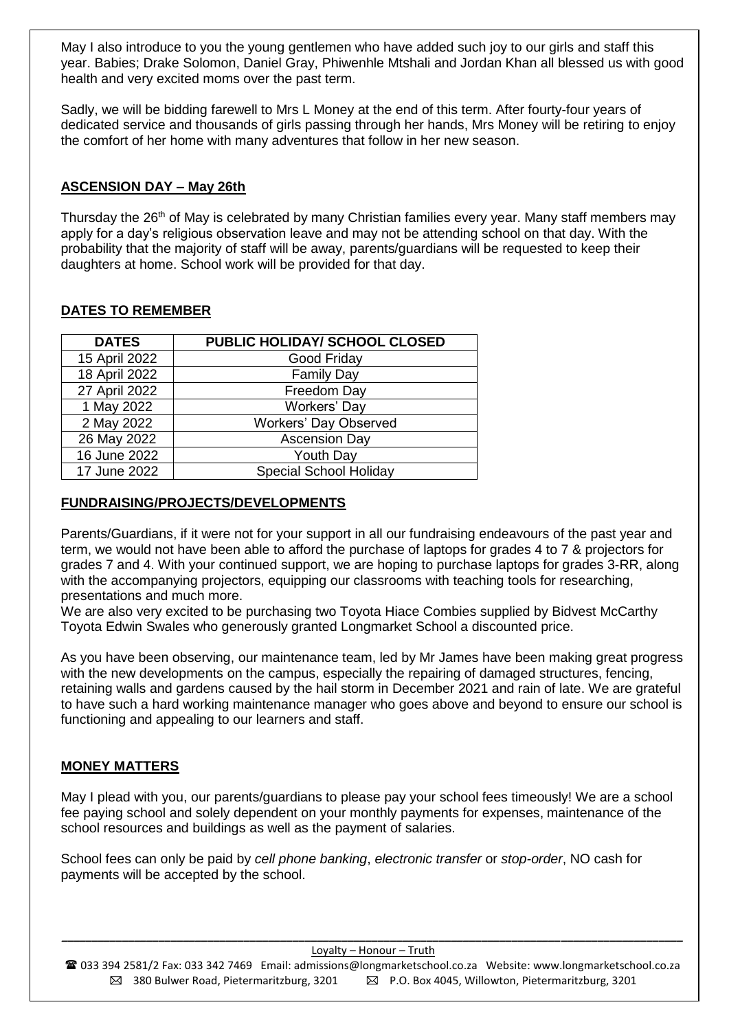May I also introduce to you the young gentlemen who have added such joy to our girls and staff this year. Babies; Drake Solomon, Daniel Gray, Phiwenhle Mtshali and Jordan Khan all blessed us with good health and very excited moms over the past term.

Sadly, we will be bidding farewell to Mrs L Money at the end of this term. After fourty-four years of dedicated service and thousands of girls passing through her hands, Mrs Money will be retiring to enjoy the comfort of her home with many adventures that follow in her new season.

## **ASCENSION DAY – May 26th**

Thursday the 26th of May is celebrated by many Christian families every year. Many staff members may apply for a day's religious observation leave and may not be attending school on that day. With the probability that the majority of staff will be away, parents/guardians will be requested to keep their daughters at home. School work will be provided for that day.

## **DATES TO REMEMBER**

| DATES | PUBLIC HOLIDAY/ SCHOOL CLOSED |
|---|---|
| 15 April 2022 | Good Friday |
| 18 April 2022 | Family Day |
| 27 April 2022 | Freedom Day |
| 1 May 2022 | Workers' Day |
| 2 May 2022 | Workers' Day Observed |
| 26 May 2022 | Ascension Day |
| 16 June 2022 | Youth Day |
| 17 June 2022 | Special School Holiday |

## **FUNDRAISING/PROJECTS/DEVELOPMENTS**

Parents/Guardians, if it were not for your support in all our fundraising endeavours of the past year and term, we would not have been able to afford the purchase of laptops for grades 4 to 7 & projectors for grades 7 and 4. With your continued support, we are hoping to purchase laptops for grades 3-RR, along with the accompanying projectors, equipping our classrooms with teaching tools for researching, presentations and much more.

We are also very excited to be purchasing two Toyota Hiace Combies supplied by Bidvest McCarthy Toyota Edwin Swales who generously granted Longmarket School a discounted price.

As you have been observing, our maintenance team, led by Mr James have been making great progress with the new developments on the campus, especially the repairing of damaged structures, fencing, retaining walls and gardens caused by the hail storm in December 2021 and rain of late. We are grateful to have such a hard working maintenance manager who goes above and beyond to ensure our school is functioning and appealing to our learners and staff.

## **MONEY MATTERS**

May I plead with you, our parents/guardians to please pay your school fees timeously! We are a school fee paying school and solely dependent on your monthly payments for expenses, maintenance of the school resources and buildings as well as the payment of salaries.

School fees can only be paid by *cell phone banking*, *electronic transfer* or *stop-order*, NO cash for payments will be accepted by the school.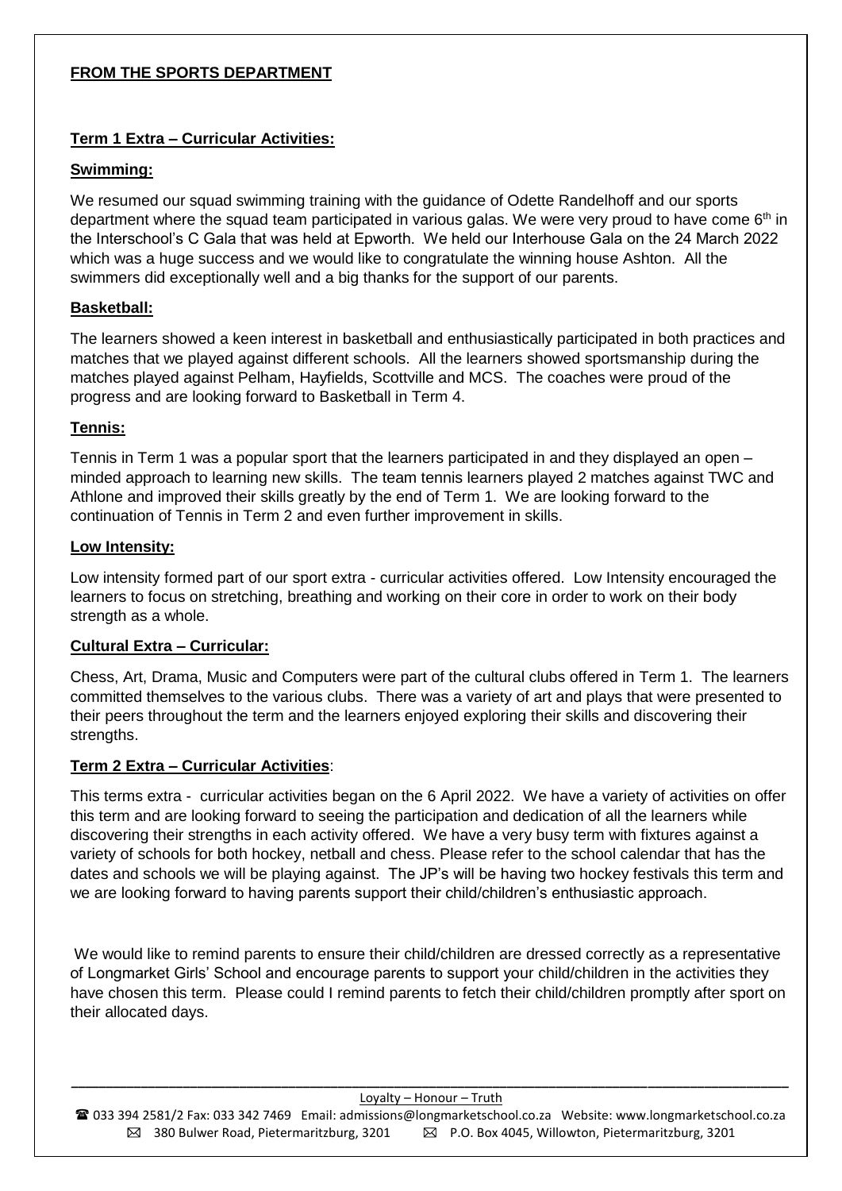## FROM THE SPORTS DEPARTMENT

### Term 1 Extra – Curricular Activities:

### Swimming:

We resumed our squad swimming training with the guidance of Odette Randelhoff and our sports department where the squad team participated in various galas. We were very proud to have come 6th in the Interschool's C Gala that was held at Epworth. We held our Interhouse Gala on the 24 March 2022 which was a huge success and we would like to congratulate the winning house Ashton. All the swimmers did exceptionally well and a big thanks for the support of our parents.

### Basketball:

The learners showed a keen interest in basketball and enthusiastically participated in both practices and matches that we played against different schools. All the learners showed sportsmanship during the matches played against Pelham, Hayfields, Scottville and MCS. The coaches were proud of the progress and are looking forward to Basketball in Term 4.

### Tennis:

Tennis in Term 1 was a popular sport that the learners participated in and they displayed an open – minded approach to learning new skills. The team tennis learners played 2 matches against TWC and Athlone and improved their skills greatly by the end of Term 1. We are looking forward to the continuation of Tennis in Term 2 and even further improvement in skills.

### Low Intensity:

Low intensity formed part of our sport extra - curricular activities offered. Low Intensity encouraged the learners to focus on stretching, breathing and working on their core in order to work on their body strength as a whole.

### Cultural Extra – Curricular:

Chess, Art, Drama, Music and Computers were part of the cultural clubs offered in Term 1. The learners committed themselves to the various clubs. There was a variety of art and plays that were presented to their peers throughout the term and the learners enjoyed exploring their skills and discovering their strengths.

### Term 2 Extra – Curricular Activities:

This terms extra - curricular activities began on the 6 April 2022. We have a variety of activities on offer this term and are looking forward to seeing the participation and dedication of all the learners while discovering their strengths in each activity offered. We have a very busy term with fixtures against a variety of schools for both hockey, netball and chess. Please refer to the school calendar that has the dates and schools we will be playing against. The JP's will be having two hockey festivals this term and we are looking forward to having parents support their child/children's enthusiastic approach.

We would like to remind parents to ensure their child/children are dressed correctly as a representative of Longmarket Girls' School and encourage parents to support your child/children in the activities they have chosen this term. Please could I remind parents to fetch their child/children promptly after sport on their allocated days.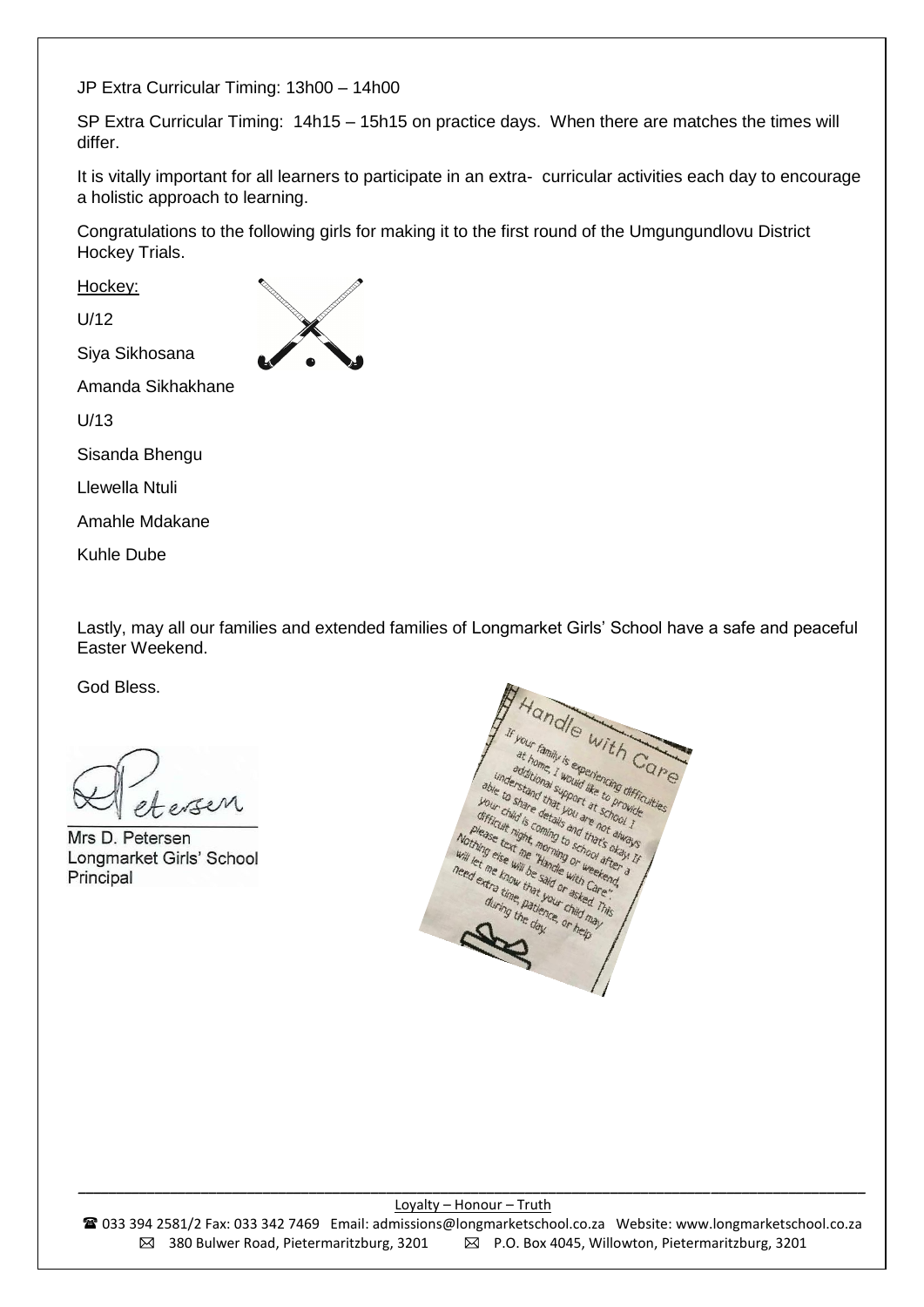JP Extra Curricular Timing: 13h00 – 14h00

SP Extra Curricular Timing: 14h15 – 15h15 on practice days. When there are matches the times will differ.

It is vitally important for all learners to participate in an extra- curricular activities each day to encourage a holistic approach to learning.

Congratulations to the following girls for making it to the first round of the Umgungundlovu District Hockey Trials.

Hockey:

U/12

Siya Sikhosana

Amanda Sikhakhane

U/13

Sisanda Bhengu

Llewella Ntuli

Amahle Mdakane

Kuhle Dube

Lastly, may all our families and extended families of Longmarket Girls' School have a safe and peaceful Easter Weekend.

God Bless.

Mrs D. Petersen
Longmarket Girls' School
Principal

Handle with Care

If your family is experiencing difficulties at home, I would like to provide additional support at school. I understand that you are not always able to share details and that's okay. If your child is coming to school after a difficult night, morning or weekend, please text me "Handle with Care". Nothing else will be said or asked. This will let me know that your child may need extra time, patience, or help during the day.

Loyalty – Honour – Truth

033 394 2581/2 Fax: 033 342 7469 Email: admissions@longmarketschool.co.za Website: www.longmarketschool.co.za
380 Bulwer Road, Pietermaritzburg, 3201 P.O. Box 4045, Willowton, Pietermaritzburg, 3201